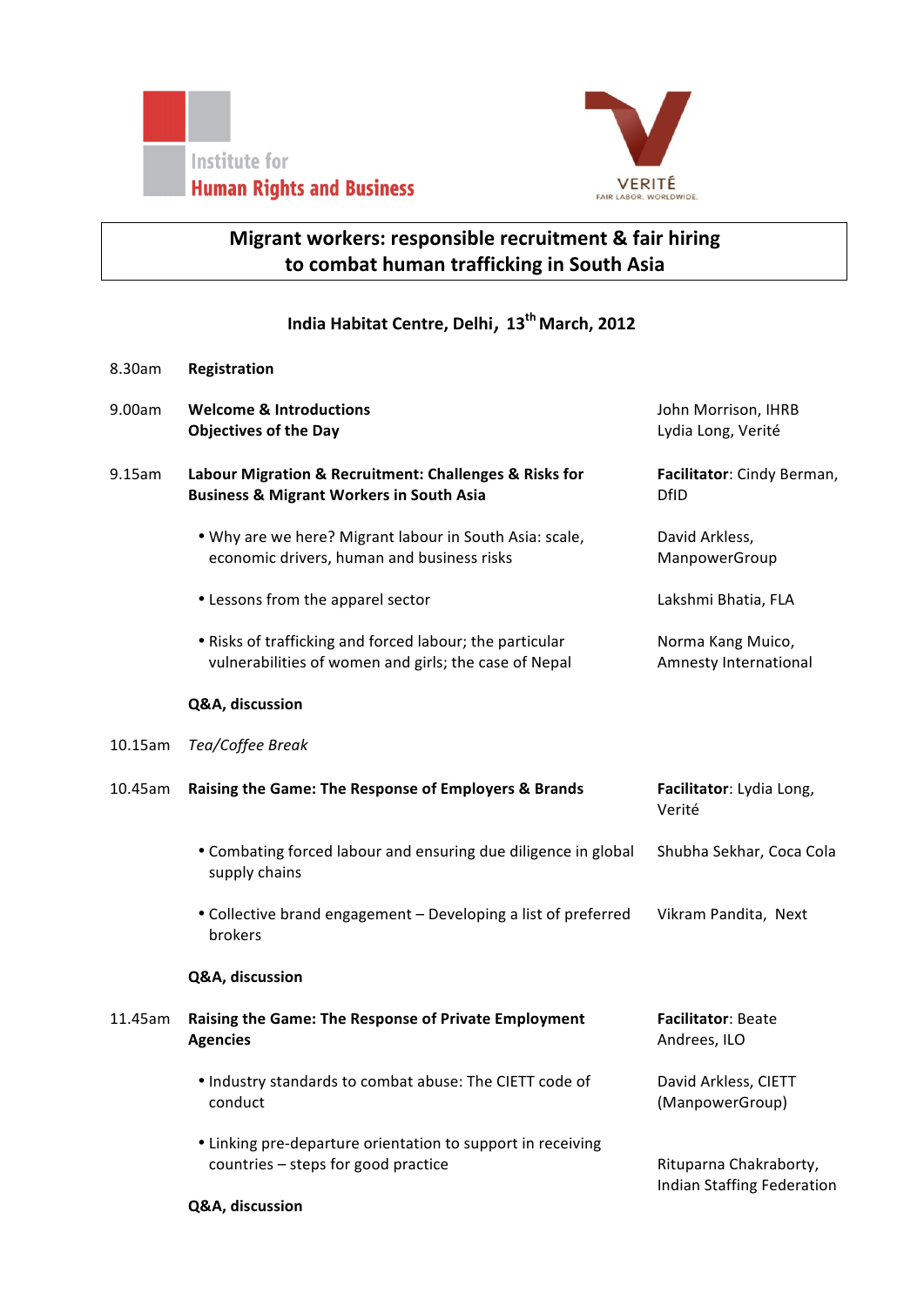Institute for Human Rights and Business

VERITÉ
FAIR LABOR. WORLDWIDE.

# Migrant workers: responsible recruitment & fair hiring to combat human trafficking in South Asia

## India Habitat Centre, Delhi, 13th March, 2012

| Time | Session | Speaker |
|---|---|---|
| 8.30am | **Registration** | |
| 9.00am | **Welcome & Introductions**<br>**Objectives of the Day** | John Morrison, IHRB<br>Lydia Long, Verité |
| 9.15am | **Labour Migration & Recruitment: Challenges & Risks for Business & Migrant Workers in South Asia** | **Facilitator**: Cindy Berman, DfID |
| | • Why are we here? Migrant labour in South Asia: scale, economic drivers, human and business risks | David Arkless, ManpowerGroup |
| | • Lessons from the apparel sector | Lakshmi Bhatia, FLA |
| | • Risks of trafficking and forced labour; the particular vulnerabilities of women and girls; the case of Nepal | Norma Kang Muico, Amnesty International |
| | **Q&A, discussion** | |
| 10.15am | *Tea/Coffee Break* | |
| 10.45am | **Raising the Game: The Response of Employers & Brands** | **Facilitator**: Lydia Long, Verité |
| | • Combating forced labour and ensuring due diligence in global supply chains | Shubha Sekhar, Coca Cola |
| | • Collective brand engagement – Developing a list of preferred brokers | Vikram Pandita, Next |
| | **Q&A, discussion** | |
| 11.45am | **Raising the Game: The Response of Private Employment Agencies** | **Facilitator**: Beate Andrees, ILO |
| | • Industry standards to combat abuse: The CIETT code of conduct | David Arkless, CIETT (ManpowerGroup) |
| | • Linking pre-departure orientation to support in receiving countries – steps for good practice | Rituparna Chakraborty, Indian Staffing Federation |
| | **Q&A, discussion** | |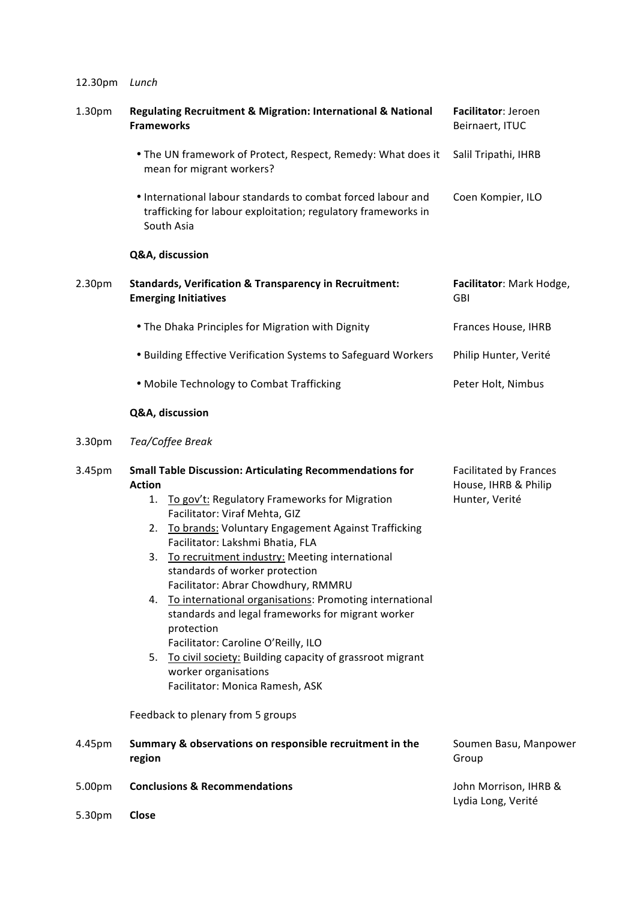| | | |
|---|---|---|
| 12.30pm | *Lunch* | |
| 1.30pm | **Regulating Recruitment & Migration: International & National Frameworks** | **Facilitator**: Jeroen Beirnaert, ITUC |
| | • The UN framework of Protect, Respect, Remedy: What does it mean for migrant workers? | Salil Tripathi, IHRB |
| | • International labour standards to combat forced labour and trafficking for labour exploitation; regulatory frameworks in South Asia | Coen Kompier, ILO |
| | **Q&A, discussion** | |
| 2.30pm | **Standards, Verification & Transparency in Recruitment: Emerging Initiatives** | **Facilitator**: Mark Hodge, GBI |
| | • The Dhaka Principles for Migration with Dignity | Frances House, IHRB |
| | • Building Effective Verification Systems to Safeguard Workers | Philip Hunter, Verité |
| | • Mobile Technology to Combat Trafficking | Peter Holt, Nimbus |
| | **Q&A, discussion** | |
| 3.30pm | *Tea/Coffee Break* | |
| 3.45pm | **Small Table Discussion: Articulating Recommendations for Action**<br>1. To gov't: Regulatory Frameworks for Migration<br>Facilitator: Viraf Mehta, GIZ<br>2. To brands: Voluntary Engagement Against Trafficking<br>Facilitator: Lakshmi Bhatia, FLA<br>3. To recruitment industry: Meeting international standards of worker protection<br>Facilitator: Abrar Chowdhury, RMMRU<br>4. To international organisations: Promoting international standards and legal frameworks for migrant worker protection<br>Facilitator: Caroline O'Reilly, ILO<br>5. To civil society: Building capacity of grassroot migrant worker organisations<br>Facilitator: Monica Ramesh, ASK | Facilitated by Frances House, IHRB & Philip Hunter, Verité |
| | Feedback to plenary from 5 groups | |
| 4.45pm | **Summary & observations on responsible recruitment in the region** | Soumen Basu, Manpower Group |
| 5.00pm | **Conclusions & Recommendations** | John Morrison, IHRB & Lydia Long, Verité |
| 5.30pm | **Close** | |